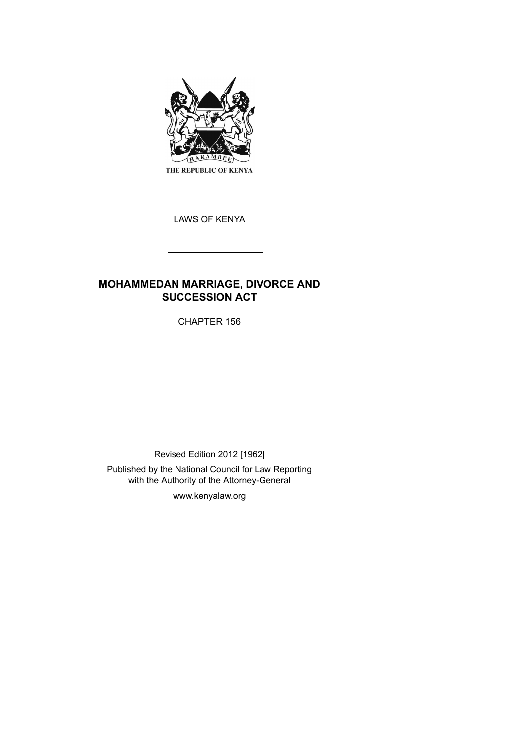THE REPUBLIC OF KENYA

LAWS OF KENYA

# MOHAMMEDAN MARRIAGE, DIVORCE AND SUCCESSION ACT

CHAPTER 156

Revised Edition 2012 [1962]

Published by the National Council for Law Reporting with the Authority of the Attorney-General

www.kenyalaw.org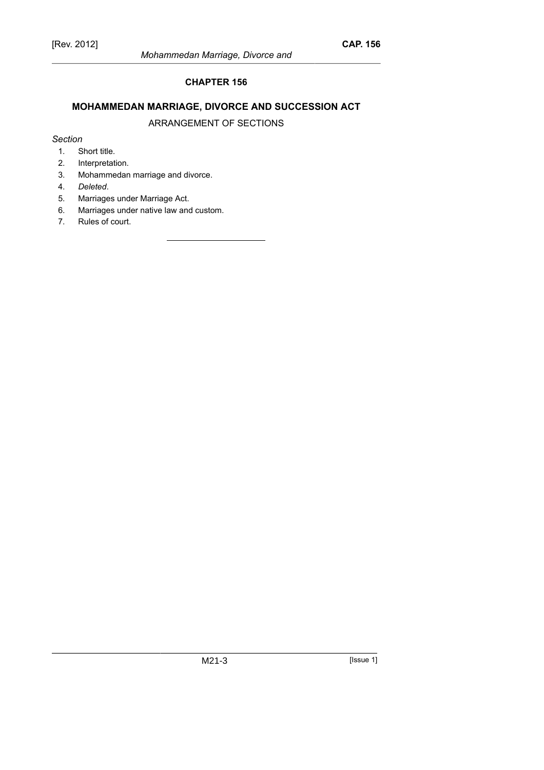# CHAPTER 156

## MOHAMMEDAN MARRIAGE, DIVORCE AND SUCCESSION ACT

ARRANGEMENT OF SECTIONS

*Section*

1. Short title.
2. Interpretation.
3. Mohammedan marriage and divorce.
4. *Deleted*.
5. Marriages under Marriage Act.
6. Marriages under native law and custom.
7. Rules of court.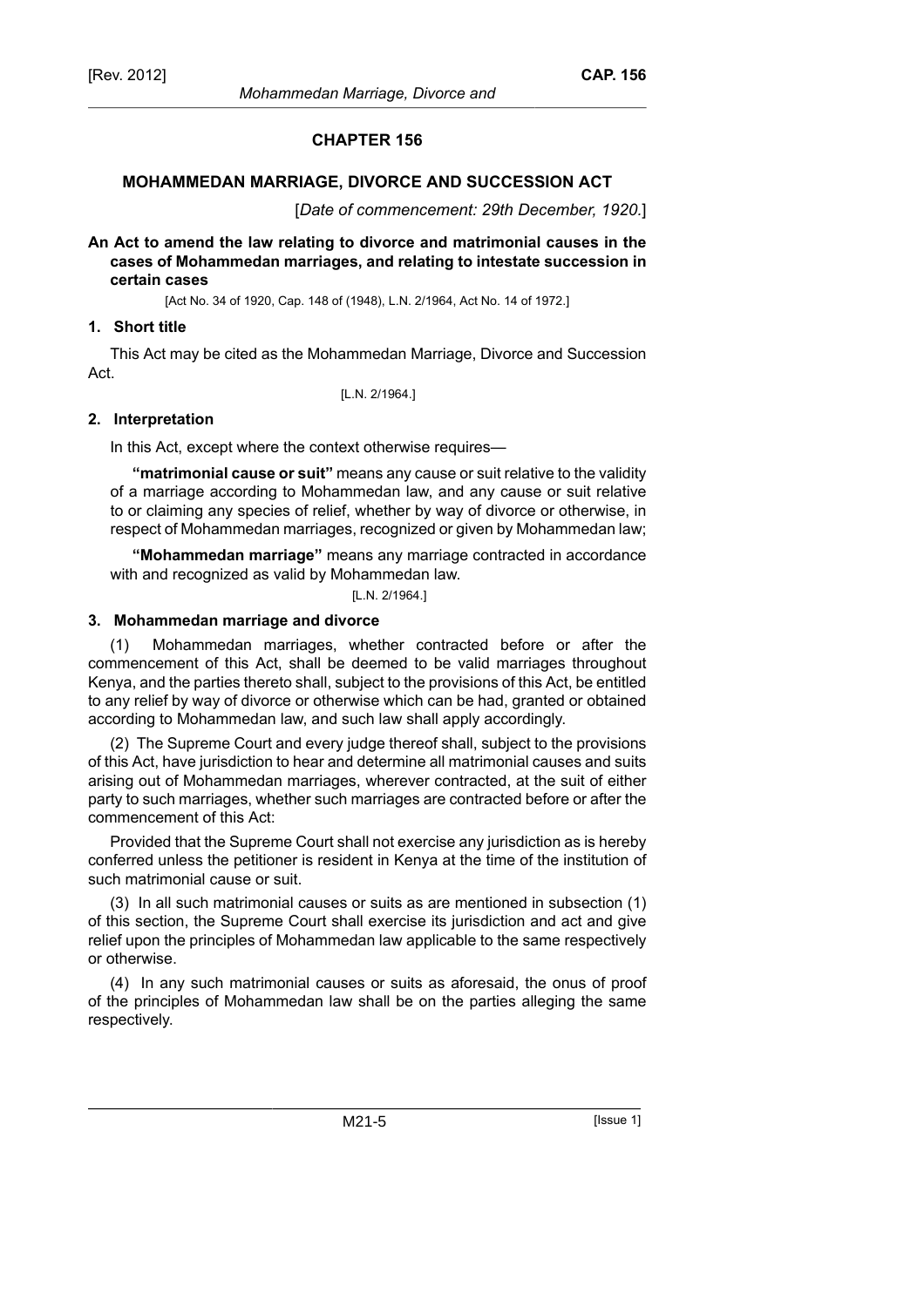# CHAPTER 156

## MOHAMMEDAN MARRIAGE, DIVORCE AND SUCCESSION ACT

[*Date of commencement: 29th December, 1920.*]

**An Act to amend the law relating to divorce and matrimonial causes in the cases of Mohammedan marriages, and relating to intestate succession in certain cases**

[Act No. 34 of 1920, Cap. 148 of (1948), L.N. 2/1964, Act No. 14 of 1972.]

### 1. Short title

This Act may be cited as the Mohammedan Marriage, Divorce and Succession Act.

[L.N. 2/1964.]

### 2. Interpretation

In this Act, except where the context otherwise requires—

**"matrimonial cause or suit"** means any cause or suit relative to the validity of a marriage according to Mohammedan law, and any cause or suit relative to or claiming any species of relief, whether by way of divorce or otherwise, in respect of Mohammedan marriages, recognized or given by Mohammedan law;

**"Mohammedan marriage"** means any marriage contracted in accordance with and recognized as valid by Mohammedan law.

[L.N. 2/1964.]

### 3. Mohammedan marriage and divorce

(1) Mohammedan marriages, whether contracted before or after the commencement of this Act, shall be deemed to be valid marriages throughout Kenya, and the parties thereto shall, subject to the provisions of this Act, be entitled to any relief by way of divorce or otherwise which can be had, granted or obtained according to Mohammedan law, and such law shall apply accordingly.

(2) The Supreme Court and every judge thereof shall, subject to the provisions of this Act, have jurisdiction to hear and determine all matrimonial causes and suits arising out of Mohammedan marriages, wherever contracted, at the suit of either party to such marriages, whether such marriages are contracted before or after the commencement of this Act:

Provided that the Supreme Court shall not exercise any jurisdiction as is hereby conferred unless the petitioner is resident in Kenya at the time of the institution of such matrimonial cause or suit.

(3) In all such matrimonial causes or suits as are mentioned in subsection (1) of this section, the Supreme Court shall exercise its jurisdiction and act and give relief upon the principles of Mohammedan law applicable to the same respectively or otherwise.

(4) In any such matrimonial causes or suits as aforesaid, the onus of proof of the principles of Mohammedan law shall be on the parties alleging the same respectively.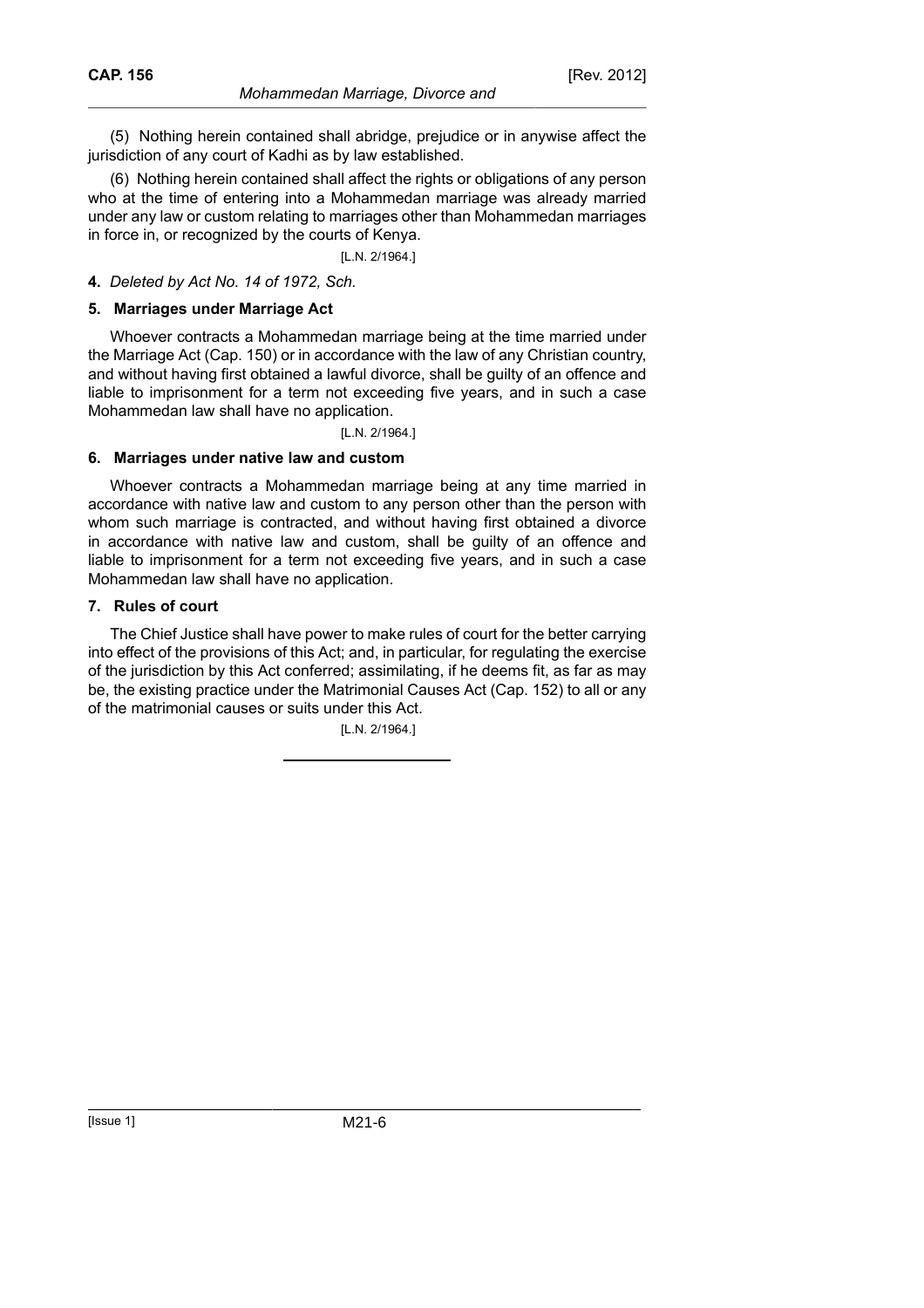(5) Nothing herein contained shall abridge, prejudice or in anywise affect the jurisdiction of any court of Kadhi as by law established.

(6) Nothing herein contained shall affect the rights or obligations of any person who at the time of entering into a Mohammedan marriage was already married under any law or custom relating to marriages other than Mohammedan marriages in force in, or recognized by the courts of Kenya.

[L.N. 2/1964.]

**4.** *Deleted by Act No. 14 of 1972, Sch.*

### 5. Marriages under Marriage Act

Whoever contracts a Mohammedan marriage being at the time married under the Marriage Act (Cap. 150) or in accordance with the law of any Christian country, and without having first obtained a lawful divorce, shall be guilty of an offence and liable to imprisonment for a term not exceeding five years, and in such a case Mohammedan law shall have no application.

[L.N. 2/1964.]

### 6. Marriages under native law and custom

Whoever contracts a Mohammedan marriage being at any time married in accordance with native law and custom to any person other than the person with whom such marriage is contracted, and without having first obtained a divorce in accordance with native law and custom, shall be guilty of an offence and liable to imprisonment for a term not exceeding five years, and in such a case Mohammedan law shall have no application.

### 7. Rules of court

The Chief Justice shall have power to make rules of court for the better carrying into effect of the provisions of this Act; and, in particular, for regulating the exercise of the jurisdiction by this Act conferred; assimilating, if he deems fit, as far as may be, the existing practice under the Matrimonial Causes Act (Cap. 152) to all or any of the matrimonial causes or suits under this Act.

[L.N. 2/1964.]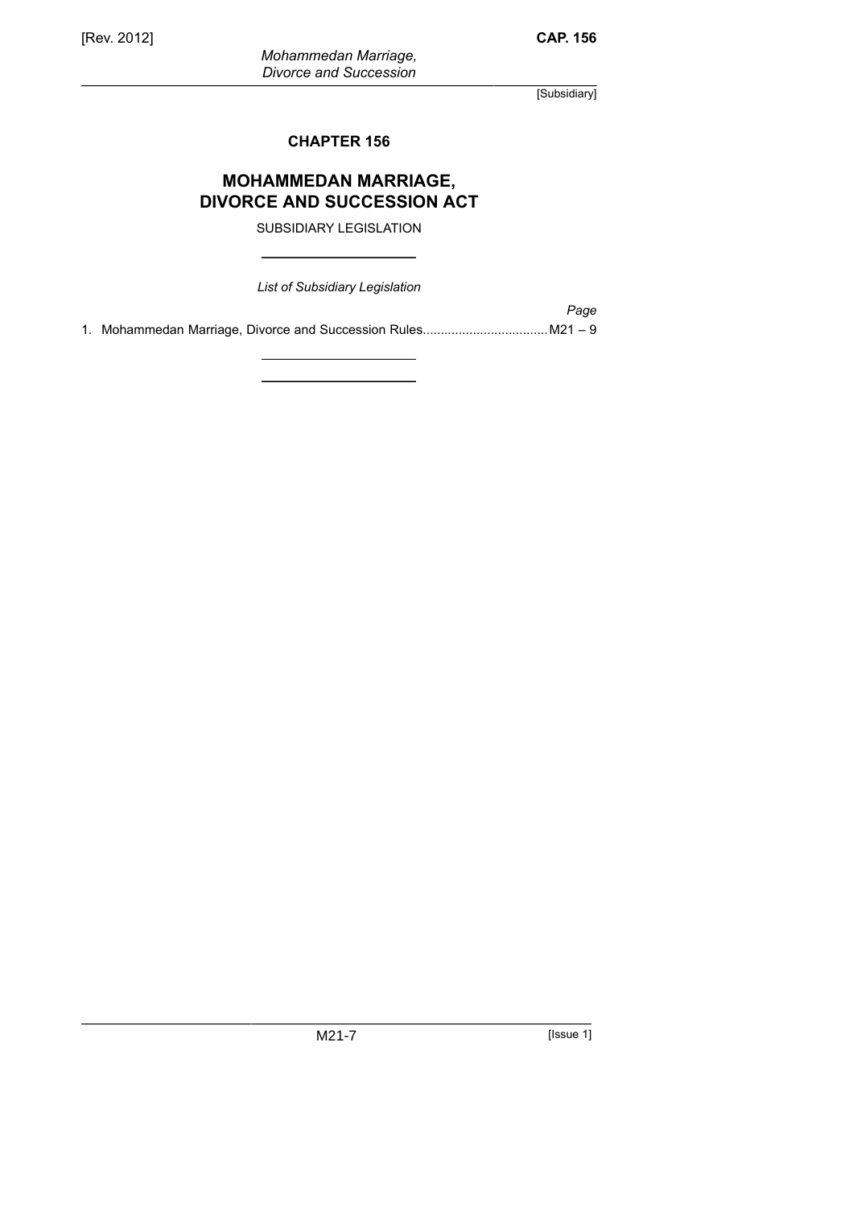# CHAPTER 156

# MOHAMMEDAN MARRIAGE, DIVORCE AND SUCCESSION ACT

SUBSIDIARY LEGISLATION

*List of Subsidiary Legislation*

| | *Page* |
|---|---|
| 1. Mohammedan Marriage, Divorce and Succession Rules | M21 – 9 |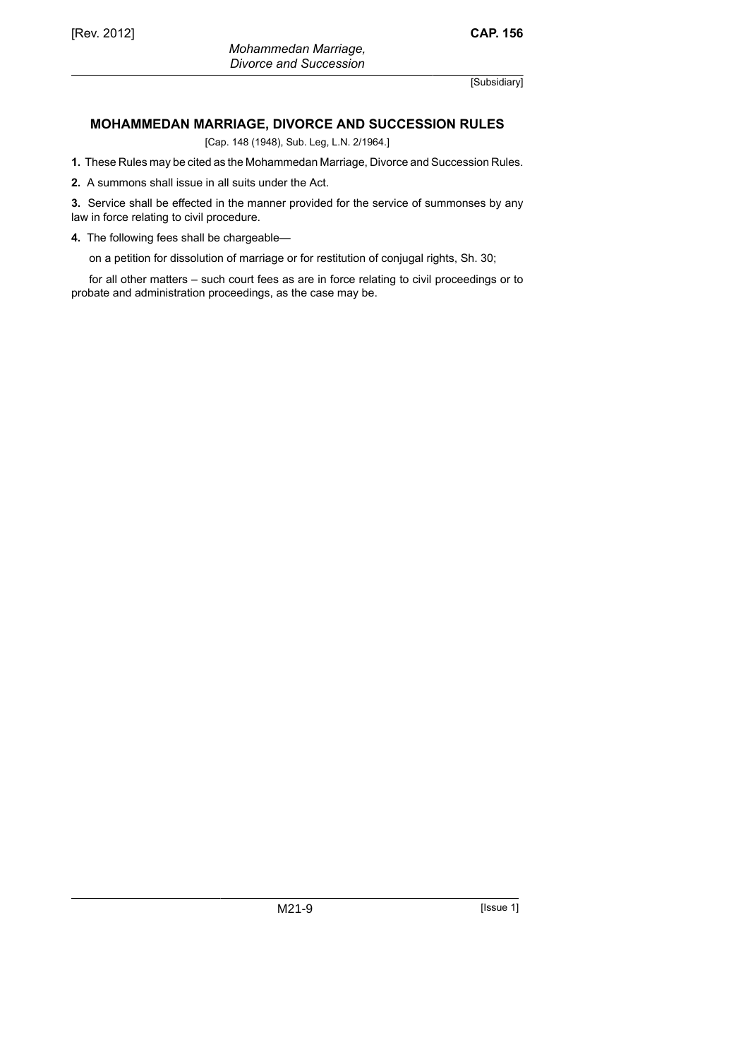[Subsidiary]

## MOHAMMEDAN MARRIAGE, DIVORCE AND SUCCESSION RULES

[Cap. 148 (1948), Sub. Leg, L.N. 2/1964.]

**1.** These Rules may be cited as the Mohammedan Marriage, Divorce and Succession Rules.

**2.** A summons shall issue in all suits under the Act.

**3.** Service shall be effected in the manner provided for the service of summonses by any law in force relating to civil procedure.

**4.** The following fees shall be chargeable—

on a petition for dissolution of marriage or for restitution of conjugal rights, Sh. 30;

for all other matters – such court fees as are in force relating to civil proceedings or to probate and administration proceedings, as the case may be.